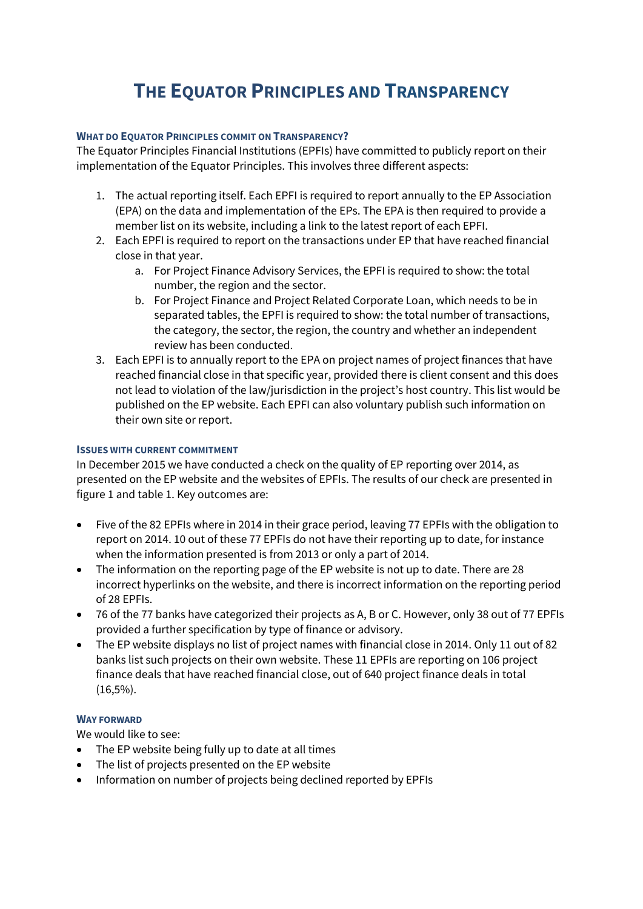# The Equator Principles and Transparency

### What do Equator Principles commit on Transparency?

The Equator Principles Financial Institutions (EPFIs) have committed to publicly report on their implementation of the Equator Principles. This involves three different aspects:

1. The actual reporting itself. Each EPFI is required to report annually to the EP Association (EPA) on the data and implementation of the EPs. The EPA is then required to provide a member list on its website, including a link to the latest report of each EPFI.
2. Each EPFI is required to report on the transactions under EP that have reached financial close in that year.
    a. For Project Finance Advisory Services, the EPFI is required to show: the total number, the region and the sector.
    b. For Project Finance and Project Related Corporate Loan, which needs to be in separated tables, the EPFI is required to show: the total number of transactions, the category, the sector, the region, the country and whether an independent review has been conducted.
3. Each EPFI is to annually report to the EPA on project names of project finances that have reached financial close in that specific year, provided there is client consent and this does not lead to violation of the law/jurisdiction in the project's host country. This list would be published on the EP website. Each EPFI can also voluntary publish such information on their own site or report.

### Issues with current commitment

In December 2015 we have conducted a check on the quality of EP reporting over 2014, as presented on the EP website and the websites of EPFIs. The results of our check are presented in figure 1 and table 1. Key outcomes are:

- Five of the 82 EPFIs where in 2014 in their grace period, leaving 77 EPFIs with the obligation to report on 2014. 10 out of these 77 EPFIs do not have their reporting up to date, for instance when the information presented is from 2013 or only a part of 2014.
- The information on the reporting page of the EP website is not up to date. There are 28 incorrect hyperlinks on the website, and there is incorrect information on the reporting period of 28 EPFIs.
- 76 of the 77 banks have categorized their projects as A, B or C. However, only 38 out of 77 EPFIs provided a further specification by type of finance or advisory.
- The EP website displays no list of project names with financial close in 2014. Only 11 out of 82 banks list such projects on their own website. These 11 EPFIs are reporting on 106 project finance deals that have reached financial close, out of 640 project finance deals in total (16,5%).

### Way forward

We would like to see:

- The EP website being fully up to date at all times
- The list of projects presented on the EP website
- Information on number of projects being declined reported by EPFIs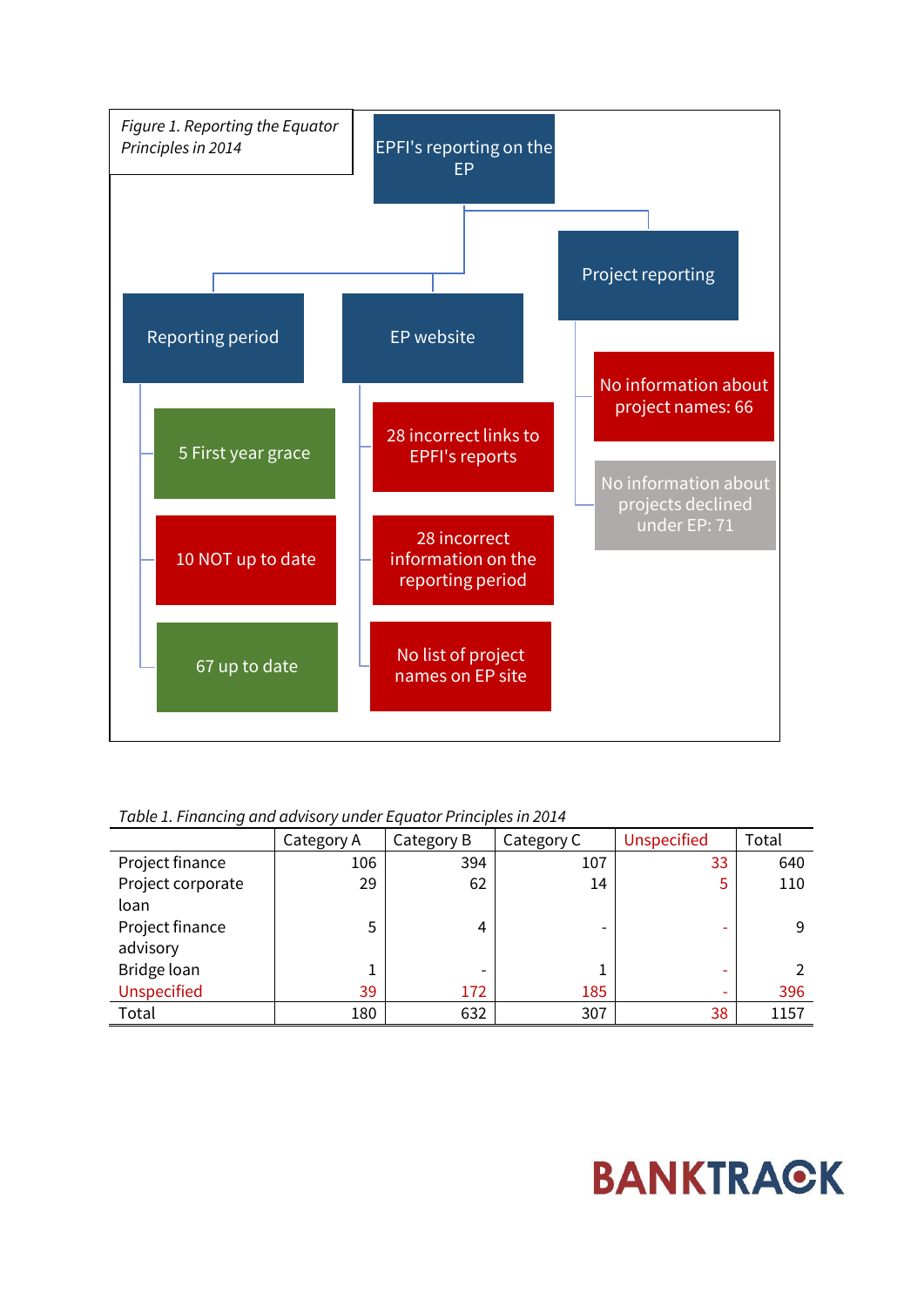*Figure 1. Reporting the Equator Principles in 2014*

EPFI's reporting on the EP

Reporting period

5 First year grace

10 NOT up to date

67 up to date

EP website

28 incorrect links to EPFI's reports

28 incorrect information on the reporting period

No list of project names on EP site

Project reporting

No information about project names: 66

No information about projects declined under EP: 71

*Table 1. Financing and advisory under Equator Principles in 2014*

| | Category A | Category B | Category C | Unspecified | Total |
|---|---|---|---|---|---|
| Project finance | 106 | 394 | 107 | 33 | 640 |
| Project corporate loan | 29 | 62 | 14 | 5 | 110 |
| Project finance advisory | 5 | 4 | - | - | 9 |
| Bridge loan | 1 | - | 1 | - | 2 |
| Unspecified | 39 | 172 | 185 | - | 396 |
| Total | 180 | 632 | 307 | 38 | 1157 |

BANKTRACK